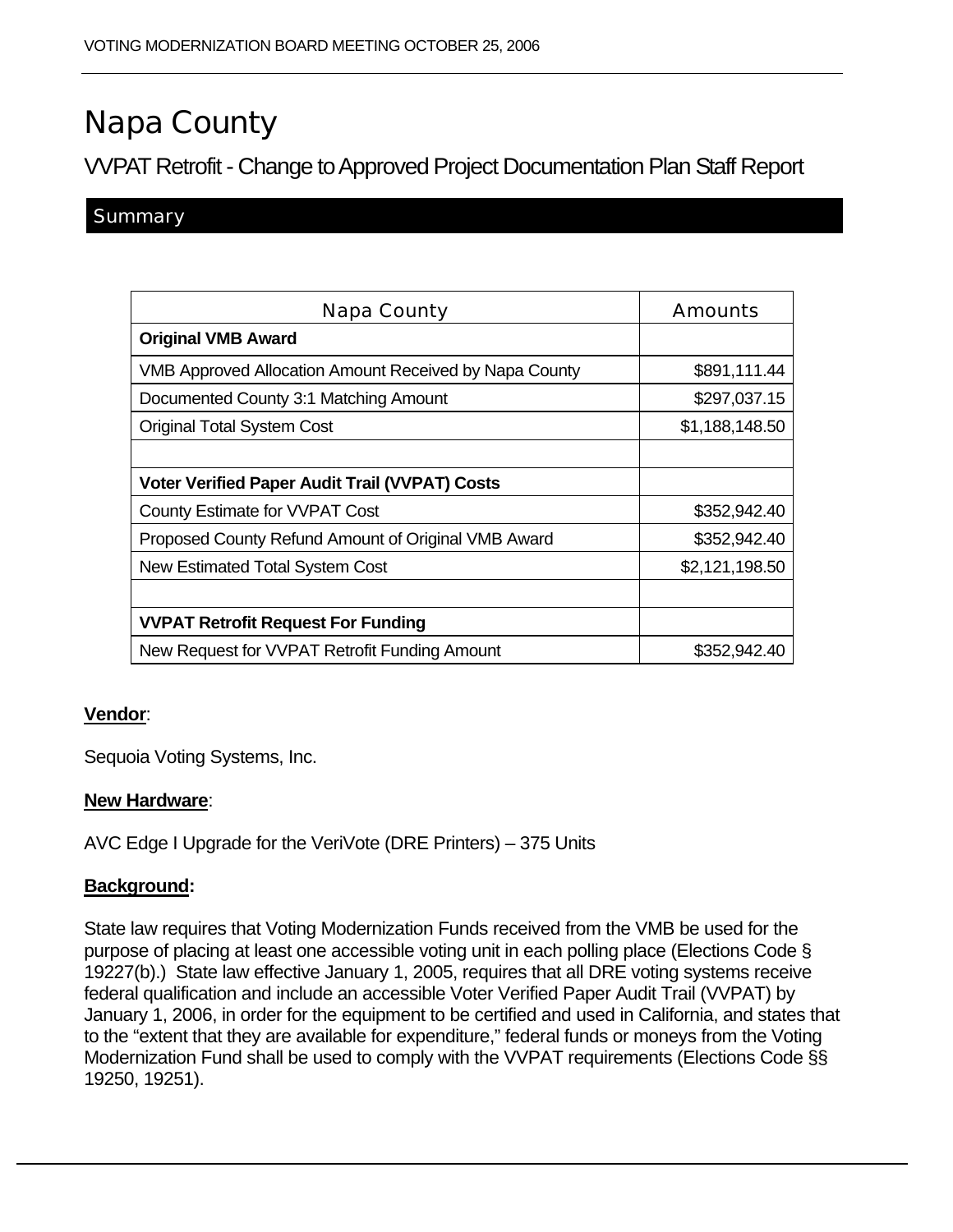# Napa County

## VVPAT Retrofit - Change to Approved Project Documentation Plan Staff Report

### Summary

| Napa County | Amounts |
|---|---|
| **Original VMB Award** | |
| VMB Approved Allocation Amount Received by Napa County | $891,111.44 |
| Documented County 3:1 Matching Amount | $297,037.15 |
| Original Total System Cost | $1,188,148.50 |
| | |
| **Voter Verified Paper Audit Trail (VVPAT) Costs** | |
| County Estimate for VVPAT Cost | $352,942.40 |
| Proposed County Refund Amount of Original VMB Award | $352,942.40 |
| New Estimated Total System Cost | $2,121,198.50 |
| | |
| **VVPAT Retrofit Request For Funding** | |
| New Request for VVPAT Retrofit Funding Amount | $352,942.40 |

**Vendor**:

Sequoia Voting Systems, Inc.

**New Hardware**:

AVC Edge I Upgrade for the VeriVote (DRE Printers) – 375 Units

**Background:**

State law requires that Voting Modernization Funds received from the VMB be used for the purpose of placing at least one accessible voting unit in each polling place (Elections Code § 19227(b).) State law effective January 1, 2005, requires that all DRE voting systems receive federal qualification and include an accessible Voter Verified Paper Audit Trail (VVPAT) by January 1, 2006, in order for the equipment to be certified and used in California, and states that to the "extent that they are available for expenditure," federal funds or moneys from the Voting Modernization Fund shall be used to comply with the VVPAT requirements (Elections Code §§ 19250, 19251).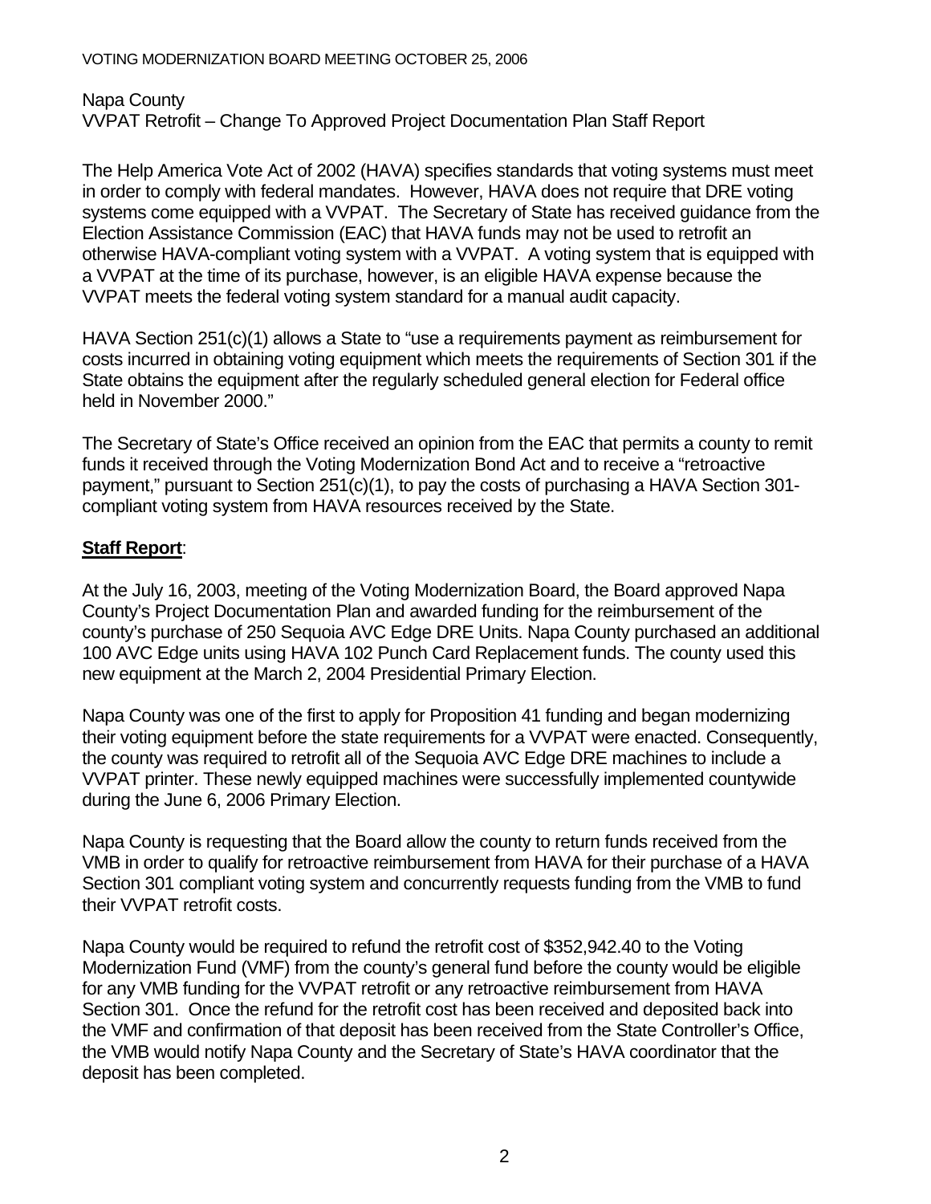Napa County
VVPAT Retrofit – Change To Approved Project Documentation Plan Staff Report

The Help America Vote Act of 2002 (HAVA) specifies standards that voting systems must meet in order to comply with federal mandates. However, HAVA does not require that DRE voting systems come equipped with a VVPAT. The Secretary of State has received guidance from the Election Assistance Commission (EAC) that HAVA funds may not be used to retrofit an otherwise HAVA-compliant voting system with a VVPAT. A voting system that is equipped with a VVPAT at the time of its purchase, however, is an eligible HAVA expense because the VVPAT meets the federal voting system standard for a manual audit capacity.

HAVA Section 251(c)(1) allows a State to "use a requirements payment as reimbursement for costs incurred in obtaining voting equipment which meets the requirements of Section 301 if the State obtains the equipment after the regularly scheduled general election for Federal office held in November 2000."

The Secretary of State's Office received an opinion from the EAC that permits a county to remit funds it received through the Voting Modernization Bond Act and to receive a "retroactive payment," pursuant to Section 251(c)(1), to pay the costs of purchasing a HAVA Section 301-compliant voting system from HAVA resources received by the State.

**Staff Report**:

At the July 16, 2003, meeting of the Voting Modernization Board, the Board approved Napa County's Project Documentation Plan and awarded funding for the reimbursement of the county's purchase of 250 Sequoia AVC Edge DRE Units. Napa County purchased an additional 100 AVC Edge units using HAVA 102 Punch Card Replacement funds. The county used this new equipment at the March 2, 2004 Presidential Primary Election.

Napa County was one of the first to apply for Proposition 41 funding and began modernizing their voting equipment before the state requirements for a VVPAT were enacted. Consequently, the county was required to retrofit all of the Sequoia AVC Edge DRE machines to include a VVPAT printer. These newly equipped machines were successfully implemented countywide during the June 6, 2006 Primary Election.

Napa County is requesting that the Board allow the county to return funds received from the VMB in order to qualify for retroactive reimbursement from HAVA for their purchase of a HAVA Section 301 compliant voting system and concurrently requests funding from the VMB to fund their VVPAT retrofit costs.

Napa County would be required to refund the retrofit cost of $352,942.40 to the Voting Modernization Fund (VMF) from the county's general fund before the county would be eligible for any VMB funding for the VVPAT retrofit or any retroactive reimbursement from HAVA Section 301. Once the refund for the retrofit cost has been received and deposited back into the VMF and confirmation of that deposit has been received from the State Controller's Office, the VMB would notify Napa County and the Secretary of State's HAVA coordinator that the deposit has been completed.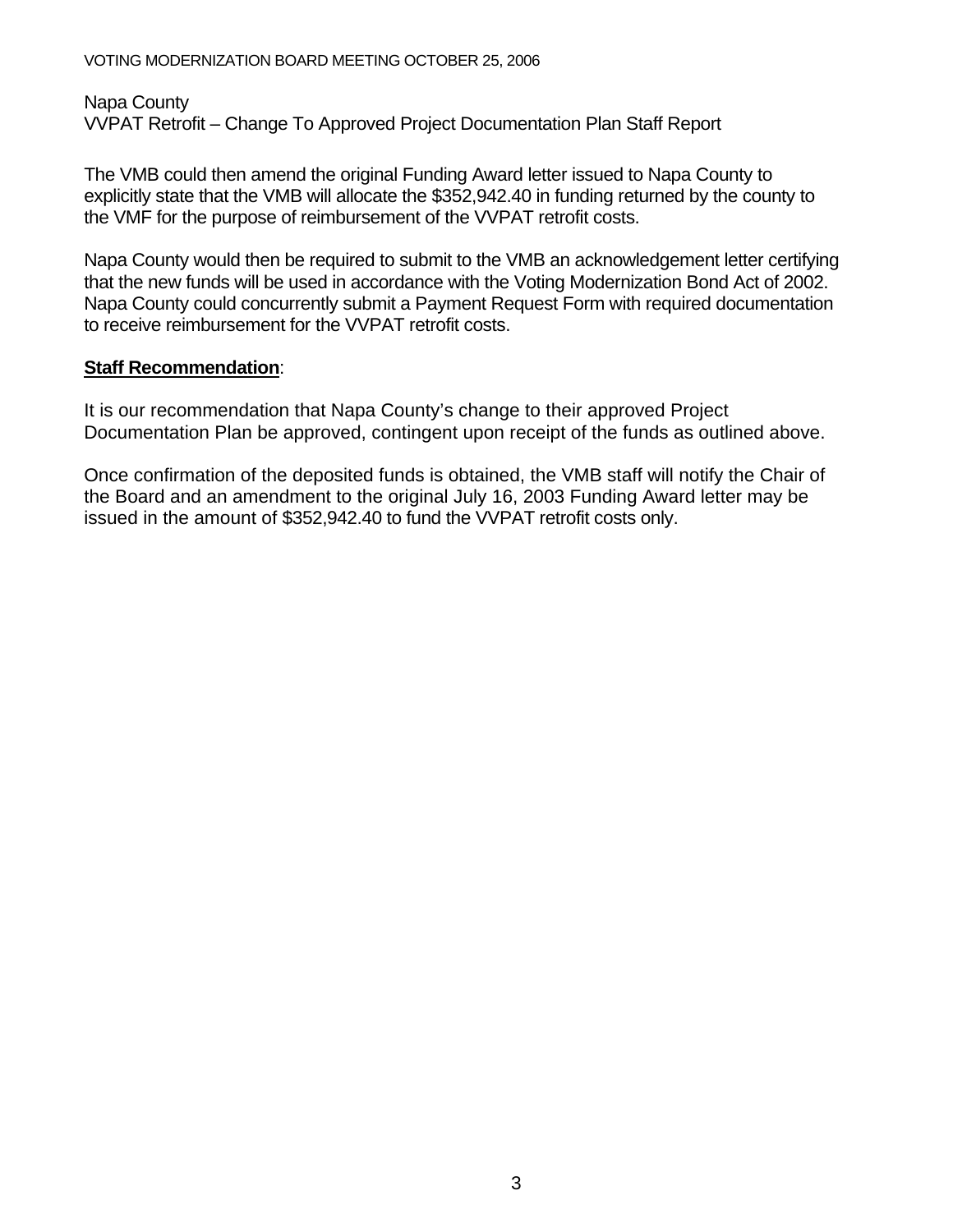Napa County
VVPAT Retrofit – Change To Approved Project Documentation Plan Staff Report

The VMB could then amend the original Funding Award letter issued to Napa County to explicitly state that the VMB will allocate the $352,942.40 in funding returned by the county to the VMF for the purpose of reimbursement of the VVPAT retrofit costs.

Napa County would then be required to submit to the VMB an acknowledgement letter certifying that the new funds will be used in accordance with the Voting Modernization Bond Act of 2002. Napa County could concurrently submit a Payment Request Form with required documentation to receive reimbursement for the VVPAT retrofit costs.

**Staff Recommendation**:

It is our recommendation that Napa County's change to their approved Project Documentation Plan be approved, contingent upon receipt of the funds as outlined above.

Once confirmation of the deposited funds is obtained, the VMB staff will notify the Chair of the Board and an amendment to the original July 16, 2003 Funding Award letter may be issued in the amount of $352,942.40 to fund the VVPAT retrofit costs only.